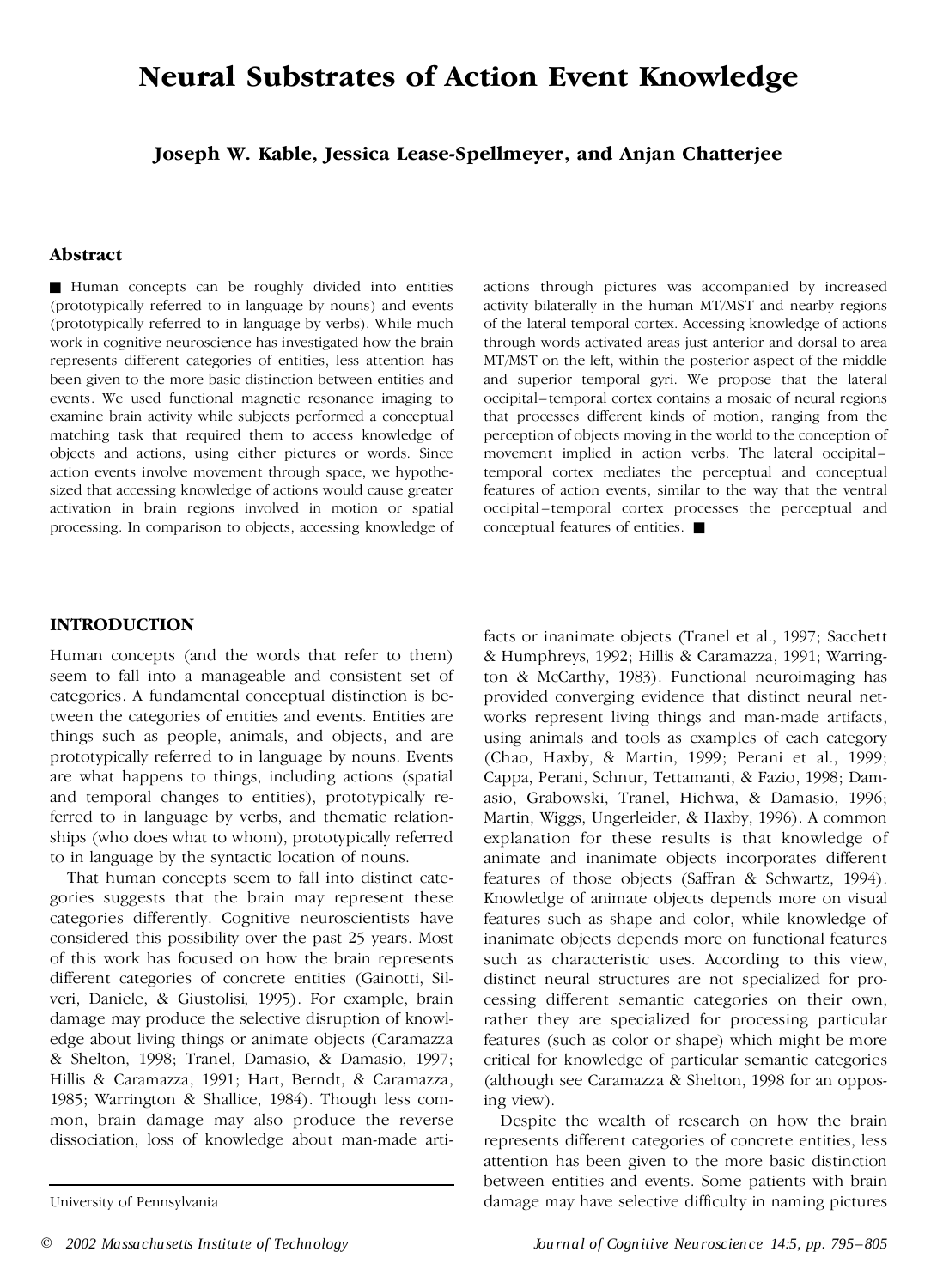# Neural Substrates of Action Event Knowledge

**Joseph W. Kable, Jessica Lease-Spellmeyer, and Anjan Chatterjee**

## Abstract

■ Human concepts can be roughly divided into entities (prototypically referred to in language by nouns) and events (prototypically referred to in language by verbs). While much work in cognitive neuroscience has investigated how the brain represents different categories of entities, less attention has been given to the more basic distinction between entities and events. We used functional magnetic resonance imaging to examine brain activity while subjects performed a conceptual matching task that required them to access knowledge of objects and actions, using either pictures or words. Since action events involve movement through space, we hypothesized that accessing knowledge of actions would cause greater activation in brain regions involved in motion or spatial processing. In comparison to objects, accessing knowledge of actions through pictures was accompanied by increased activity bilaterally in the human MT/MST and nearby regions of the lateral temporal cortex. Accessing knowledge of actions through words activated areas just anterior and dorsal to area MT/MST on the left, within the posterior aspect of the middle and superior temporal gyri. We propose that the lateral occipital–temporal cortex contains a mosaic of neural regions that processes different kinds of motion, ranging from the perception of objects moving in the world to the conception of movement implied in action verbs. The lateral occipital–temporal cortex mediates the perceptual and conceptual features of action events, similar to the way that the ventral occipital–temporal cortex processes the perceptual and conceptual features of entities. ■

## INTRODUCTION

Human concepts (and the words that refer to them) seem to fall into a manageable and consistent set of categories. A fundamental conceptual distinction is between the categories of entities and events. Entities are things such as people, animals, and objects, and are prototypically referred to in language by nouns. Events are what happens to things, including actions (spatial and temporal changes to entities), prototypically referred to in language by verbs, and thematic relationships (who does what to whom), prototypically referred to in language by the syntactic location of nouns.

That human concepts seem to fall into distinct categories suggests that the brain may represent these categories differently. Cognitive neuroscientists have considered this possibility over the past 25 years. Most of this work has focused on how the brain represents different categories of concrete entities (Gainotti, Silveri, Daniele, & Giustolisi, 1995). For example, brain damage may produce the selective disruption of knowledge about living things or animate objects (Caramazza & Shelton, 1998; Tranel, Damasio, & Damasio, 1997; Hillis & Caramazza, 1991; Hart, Berndt, & Caramazza, 1985; Warrington & Shallice, 1984). Though less common, brain damage may also produce the reverse dissociation, loss of knowledge about man-made artifacts or inanimate objects (Tranel et al., 1997; Sacchett & Humphreys, 1992; Hillis & Caramazza, 1991; Warrington & McCarthy, 1983). Functional neuroimaging has provided converging evidence that distinct neural networks represent living things and man-made artifacts, using animals and tools as examples of each category (Chao, Haxby, & Martin, 1999; Perani et al., 1999; Cappa, Perani, Schnur, Tettamanti, & Fazio, 1998; Damasio, Grabowski, Tranel, Hichwa, & Damasio, 1996; Martin, Wiggs, Ungerleider, & Haxby, 1996). A common explanation for these results is that knowledge of animate and inanimate objects incorporates different features of those objects (Saffran & Schwartz, 1994). Knowledge of animate objects depends more on visual features such as shape and color, while knowledge of inanimate objects depends more on functional features such as characteristic uses. According to this view, distinct neural structures are not specialized for processing different semantic categories on their own, rather they are specialized for processing particular features (such as color or shape) which might be more critical for knowledge of particular semantic categories (although see Caramazza & Shelton, 1998 for an opposing view).

Despite the wealth of research on how the brain represents different categories of concrete entities, less attention has been given to the more basic distinction between entities and events. Some patients with brain damage may have selective difficulty in naming pictures

University of Pennsylvania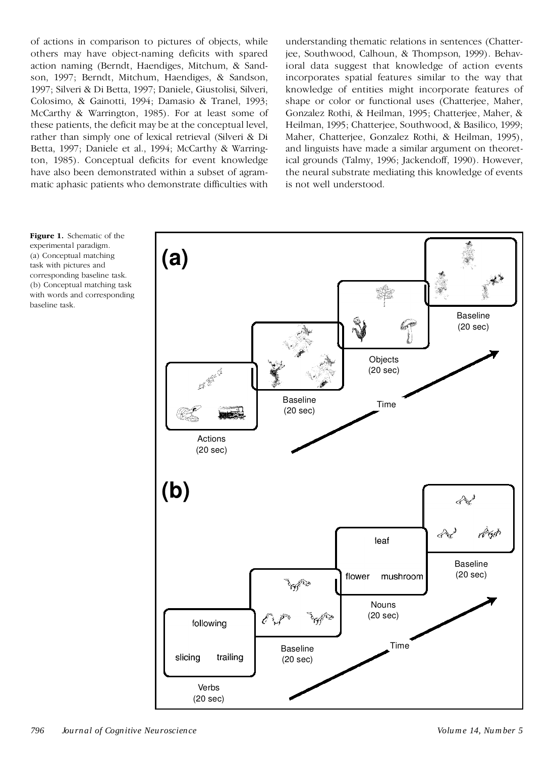of actions in comparison to pictures of objects, while others may have object-naming deficits with spared action naming (Berndt, Haendiges, Mitchum, & Sandson, 1997; Berndt, Mitchum, Haendiges, & Sandson, 1997; Silveri & Di Betta, 1997; Daniele, Giustolisi, Silveri, Colosimo, & Gainotti, 1994; Damasio & Tranel, 1993; McCarthy & Warrington, 1985). For at least some of these patients, the deficit may be at the conceptual level, rather than simply one of lexical retrieval (Silveri & Di Betta, 1997; Daniele et al., 1994; McCarthy & Warrington, 1985). Conceptual deficits for event knowledge have also been demonstrated within a subset of agrammatic aphasic patients who demonstrate difficulties with understanding thematic relations in sentences (Chatterjee, Southwood, Calhoun, & Thompson, 1999). Behavioral data suggest that knowledge of action events incorporates spatial features similar to the way that knowledge of entities might incorporate features of shape or color or functional uses (Chatterjee, Maher, Gonzalez Rothi, & Heilman, 1995; Chatterjee, Maher, & Heilman, 1995; Chatterjee, Southwood, & Basilico, 1999; Maher, Chatterjee, Gonzalez Rothi, & Heilman, 1995), and linguists have made a similar argument on theoretical grounds (Talmy, 1996; Jackendoff, 1990). However, the neural substrate mediating this knowledge of events is not well understood.

**Figure 1.** Schematic of the experimental paradigm. (a) Conceptual matching task with pictures and corresponding baseline task. (b) Conceptual matching task with words and corresponding baseline task.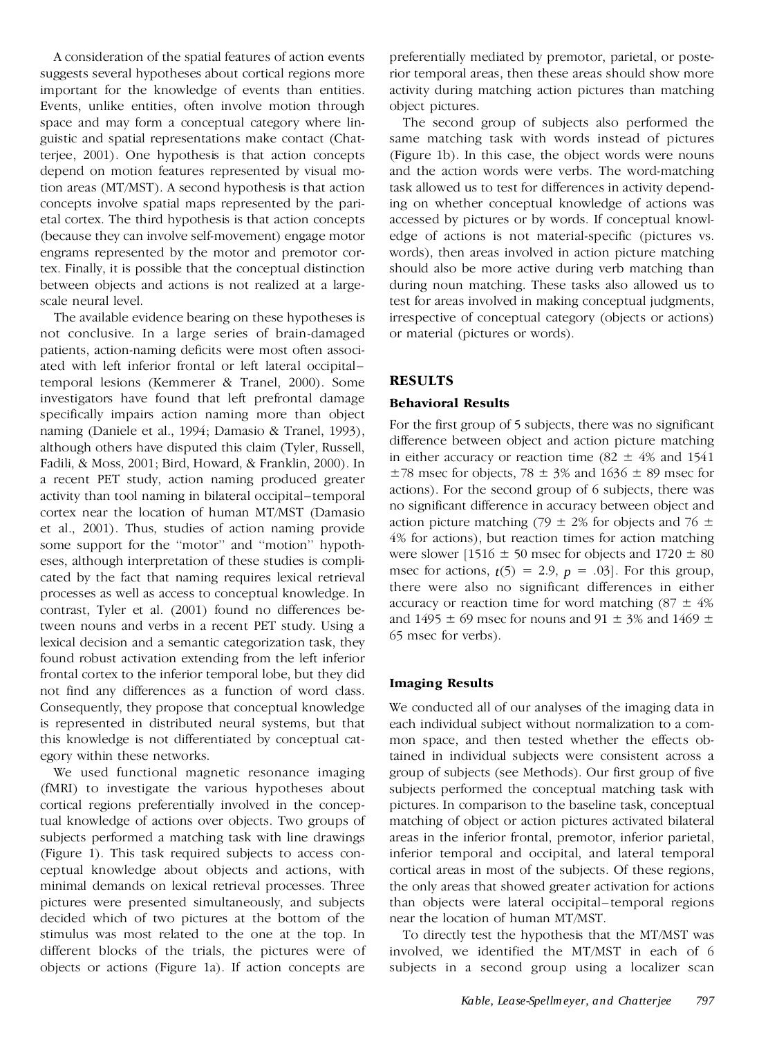A consideration of the spatial features of action events suggests several hypotheses about cortical regions more important for the knowledge of events than entities. Events, unlike entities, often involve motion through space and may form a conceptual category where linguistic and spatial representations make contact (Chatterjee, 2001). One hypothesis is that action concepts depend on motion features represented by visual motion areas (MT/MST). A second hypothesis is that action concepts involve spatial maps represented by the parietal cortex. The third hypothesis is that action concepts (because they can involve self-movement) engage motor engrams represented by the motor and premotor cortex. Finally, it is possible that the conceptual distinction between objects and actions is not realized at a large-scale neural level.

The available evidence bearing on these hypotheses is not conclusive. In a large series of brain-damaged patients, action-naming deficits were most often associated with left inferior frontal or left lateral occipital–temporal lesions (Kemmerer & Tranel, 2000). Some investigators have found that left prefrontal damage specifically impairs action naming more than object naming (Daniele et al., 1994; Damasio & Tranel, 1993), although others have disputed this claim (Tyler, Russell, Fadili, & Moss, 2001; Bird, Howard, & Franklin, 2000). In a recent PET study, action naming produced greater activity than tool naming in bilateral occipital–temporal cortex near the location of human MT/MST (Damasio et al., 2001). Thus, studies of action naming provide some support for the "motor" and "motion" hypotheses, although interpretation of these studies is complicated by the fact that naming requires lexical retrieval processes as well as access to conceptual knowledge. In contrast, Tyler et al. (2001) found no differences between nouns and verbs in a recent PET study. Using a lexical decision and a semantic categorization task, they found robust activation extending from the left inferior frontal cortex to the inferior temporal lobe, but they did not find any differences as a function of word class. Consequently, they propose that conceptual knowledge is represented in distributed neural systems, but that this knowledge is not differentiated by conceptual category within these networks.

We used functional magnetic resonance imaging (fMRI) to investigate the various hypotheses about cortical regions preferentially involved in the conceptual knowledge of actions over objects. Two groups of subjects performed a matching task with line drawings (Figure 1). This task required subjects to access conceptual knowledge about objects and actions, with minimal demands on lexical retrieval processes. Three pictures were presented simultaneously, and subjects decided which of two pictures at the bottom of the stimulus was most related to the one at the top. In different blocks of the trials, the pictures were of objects or actions (Figure 1a). If action concepts are preferentially mediated by premotor, parietal, or posterior temporal areas, then these areas should show more activity during matching action pictures than matching object pictures.

The second group of subjects also performed the same matching task with words instead of pictures (Figure 1b). In this case, the object words were nouns and the action words were verbs. The word-matching task allowed us to test for differences in activity depending on whether conceptual knowledge of actions was accessed by pictures or by words. If conceptual knowledge of actions is not material-specific (pictures vs. words), then areas involved in action picture matching should also be more active during verb matching than during noun matching. These tasks also allowed us to test for areas involved in making conceptual judgments, irrespective of conceptual category (objects or actions) or material (pictures or words).

## RESULTS

### Behavioral Results

For the first group of 5 subjects, there was no significant difference between object and action picture matching in either accuracy or reaction time ($82 \pm 4\%$ and $1541 \pm 78$ msec for objects, $78 \pm 3\%$ and $1636 \pm 89$ msec for actions). For the second group of 6 subjects, there was no significant difference in accuracy between object and action picture matching ($79 \pm 2\%$ for objects and $76 \pm 4\%$ for actions), but reaction times for action matching were slower [$1516 \pm 50$ msec for objects and $1720 \pm 80$ msec for actions, $t(5) = 2.9$, $p = .03$]. For this group, there were also no significant differences in either accuracy or reaction time for word matching ($87 \pm 4\%$ and $1495 \pm 69$ msec for nouns and $91 \pm 3\%$ and $1469 \pm 65$ msec for verbs).

### Imaging Results

We conducted all of our analyses of the imaging data in each individual subject without normalization to a common space, and then tested whether the effects obtained in individual subjects were consistent across a group of subjects (see Methods). Our first group of five subjects performed the conceptual matching task with pictures. In comparison to the baseline task, conceptual matching of object or action pictures activated bilateral areas in the inferior frontal, premotor, inferior parietal, inferior temporal and occipital, and lateral temporal cortical areas in most of the subjects. Of these regions, the only areas that showed greater activation for actions than objects were lateral occipital–temporal regions near the location of human MT/MST.

To directly test the hypothesis that the MT/MST was involved, we identified the MT/MST in each of 6 subjects in a second group using a localizer scan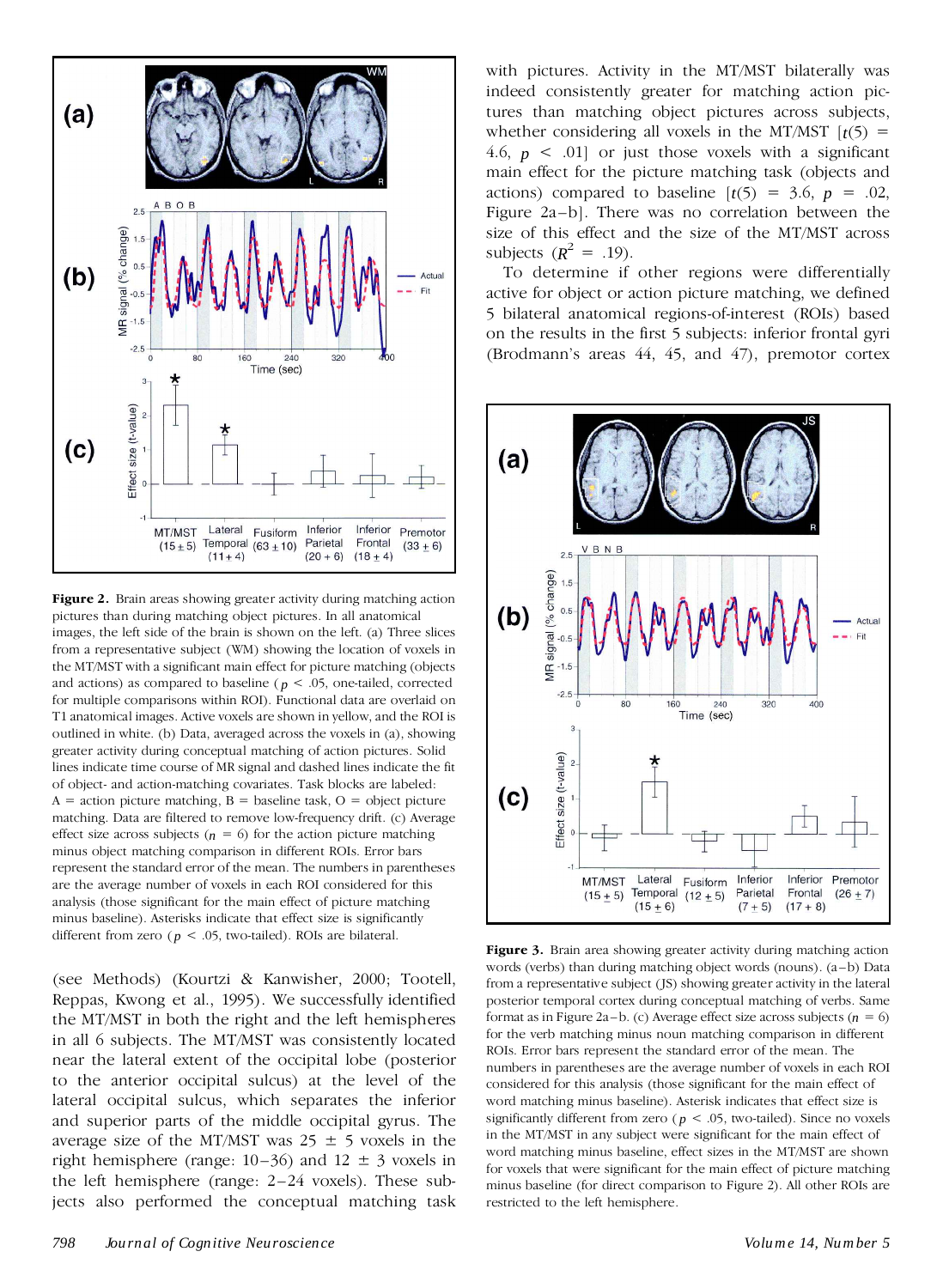**Figure 2.** Brain areas showing greater activity during matching action pictures than during matching object pictures. In all anatomical images, the left side of the brain is shown on the left. (a) Three slices from a representative subject (WM) showing the location of voxels in the MT/MST with a significant main effect for picture matching (objects and actions) as compared to baseline ($p < .05$, one-tailed, corrected for multiple comparisons within ROI). Functional data are overlaid on T1 anatomical images. Active voxels are shown in yellow, and the ROI is outlined in white. (b) Data, averaged across the voxels in (a), showing greater activity during conceptual matching of action pictures. Solid lines indicate time course of MR signal and dashed lines indicate the fit of object- and action-matching covariates. Task blocks are labeled: A = action picture matching, B = baseline task, O = object picture matching. Data are filtered to remove low-frequency drift. (c) Average effect size across subjects ($n = 6$) for the action picture matching minus object matching comparison in different ROIs. Error bars represent the standard error of the mean. The numbers in parentheses are the average number of voxels in each ROI considered for this analysis (those significant for the main effect of picture matching minus baseline). Asterisks indicate that effect size is significantly different from zero ($p < .05$, two-tailed). ROIs are bilateral.

(see Methods) (Kourtzi & Kanwisher, 2000; Tootell, Reppas, Kwong et al., 1995). We successfully identified the MT/MST in both the right and the left hemispheres in all 6 subjects. The MT/MST was consistently located near the lateral extent of the occipital lobe (posterior to the anterior occipital sulcus) at the level of the lateral occipital sulcus, which separates the inferior and superior parts of the middle occipital gyrus. The average size of the MT/MST was 25 ± 5 voxels in the right hemisphere (range: 10–36) and 12 ± 3 voxels in the left hemisphere (range: 2–24 voxels). These subjects also performed the conceptual matching task with pictures. Activity in the MT/MST bilaterally was indeed consistently greater for matching action pictures than matching object pictures across subjects, whether considering all voxels in the MT/MST [$t(5) = 4.6$, $p < .01$] or just those voxels with a significant main effect for the picture matching task (objects and actions) compared to baseline [$t(5) = 3.6$, $p = .02$, Figure 2a–b]. There was no correlation between the size of this effect and the size of the MT/MST across subjects ($R^2 = .19$).

To determine if other regions were differentially active for object or action picture matching, we defined 5 bilateral anatomical regions-of-interest (ROIs) based on the results in the first 5 subjects: inferior frontal gyri (Brodmann's areas 44, 45, and 47), premotor cortex

**Figure 3.** Brain area showing greater activity during matching action words (verbs) than during matching object words (nouns). (a–b) Data from a representative subject (JS) showing greater activity in the lateral posterior temporal cortex during conceptual matching of verbs. Same format as in Figure 2a–b. (c) Average effect size across subjects ($n = 6$) for the verb matching minus noun matching comparison in different ROIs. Error bars represent the standard error of the mean. The numbers in parentheses are the average number of voxels in each ROI considered for this analysis (those significant for the main effect of word matching minus baseline). Asterisk indicates that effect size is significantly different from zero ($p < .05$, two-tailed). Since no voxels in the MT/MST in any subject were significant for the main effect of word matching minus baseline, effect sizes in the MT/MST are shown for voxels that were significant for the main effect of picture matching minus baseline (for direct comparison to Figure 2). All other ROIs are restricted to the left hemisphere.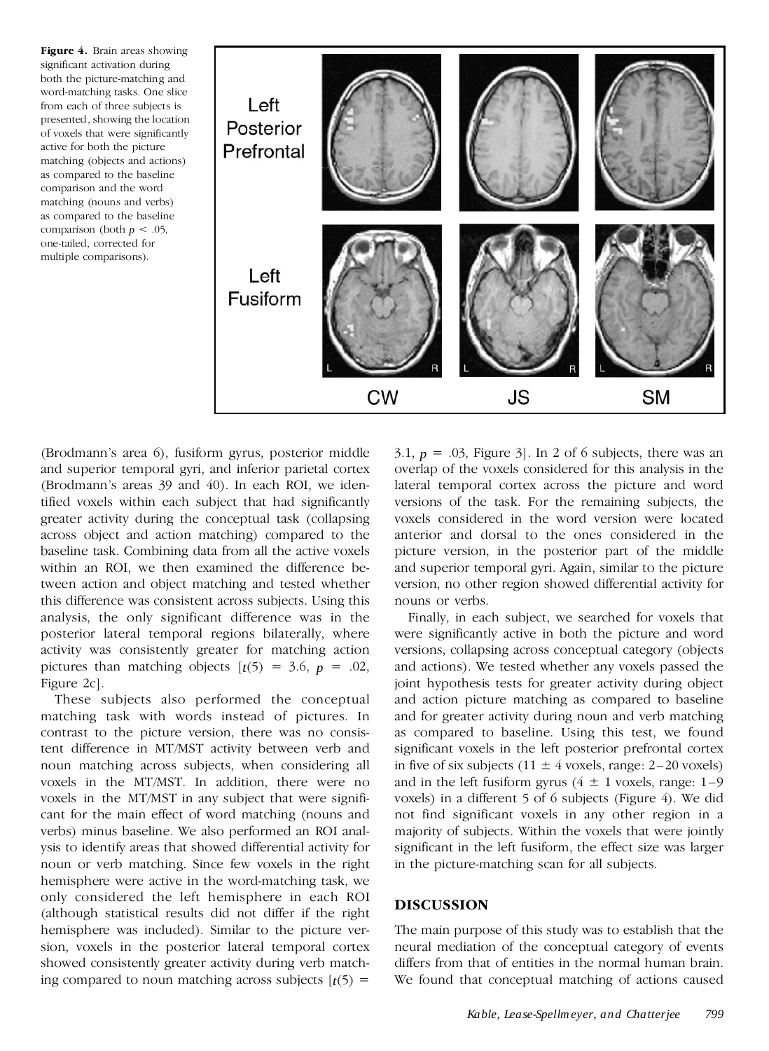**Figure 4.** Brain areas showing significant activation during both the picture-matching and word-matching tasks. One slice from each of three subjects is presented, showing the location of voxels that were significantly active for both the picture matching (objects and actions) as compared to the baseline comparison and the word matching (nouns and verbs) as compared to the baseline comparison (both $p < .05$, one-tailed, corrected for multiple comparisons).

(Brodmann's area 6), fusiform gyrus, posterior middle and superior temporal gyri, and inferior parietal cortex (Brodmann's areas 39 and 40). In each ROI, we identified voxels within each subject that had significantly greater activity during the conceptual task (collapsing across object and action matching) compared to the baseline task. Combining data from all the active voxels within an ROI, we then examined the difference between action and object matching and tested whether this difference was consistent across subjects. Using this analysis, the only significant difference was in the posterior lateral temporal regions bilaterally, where activity was consistently greater for matching action pictures than matching objects [$t(5) = 3.6$, $p = .02$, Figure 2c].

These subjects also performed the conceptual matching task with words instead of pictures. In contrast to the picture version, there was no consistent difference in MT/MST activity between verb and noun matching across subjects, when considering all voxels in the MT/MST. In addition, there were no voxels in the MT/MST in any subject that were significant for the main effect of word matching (nouns and verbs) minus baseline. We also performed an ROI analysis to identify areas that showed differential activity for noun or verb matching. Since few voxels in the right hemisphere were active in the word-matching task, we only considered the left hemisphere in each ROI (although statistical results did not differ if the right hemisphere was included). Similar to the picture version, voxels in the posterior lateral temporal cortex showed consistently greater activity during verb matching compared to noun matching across subjects [$t(5) = 3.1$, $p = .03$, Figure 3]. In 2 of 6 subjects, there was an overlap of the voxels considered for this analysis in the lateral temporal cortex across the picture and word versions of the task. For the remaining subjects, the voxels considered in the word version were located anterior and dorsal to the ones considered in the picture version, in the posterior part of the middle and superior temporal gyri. Again, similar to the picture version, no other region showed differential activity for nouns or verbs.

Finally, in each subject, we searched for voxels that were significantly active in both the picture and word versions, collapsing across conceptual category (objects and actions). We tested whether any voxels passed the joint hypothesis tests for greater activity during object and action picture matching as compared to baseline and for greater activity during noun and verb matching as compared to baseline. Using this test, we found significant voxels in the left posterior prefrontal cortex in five of six subjects ($11 \pm 4$ voxels, range: 2–20 voxels) and in the left fusiform gyrus ($4 \pm 1$ voxels, range: 1–9 voxels) in a different 5 of 6 subjects (Figure 4). We did not find significant voxels in any other region in a majority of subjects. Within the voxels that were jointly significant in the left fusiform, the effect size was larger in the picture-matching scan for all subjects.

## DISCUSSION

The main purpose of this study was to establish that the neural mediation of the conceptual category of events differs from that of entities in the normal human brain. We found that conceptual matching of actions caused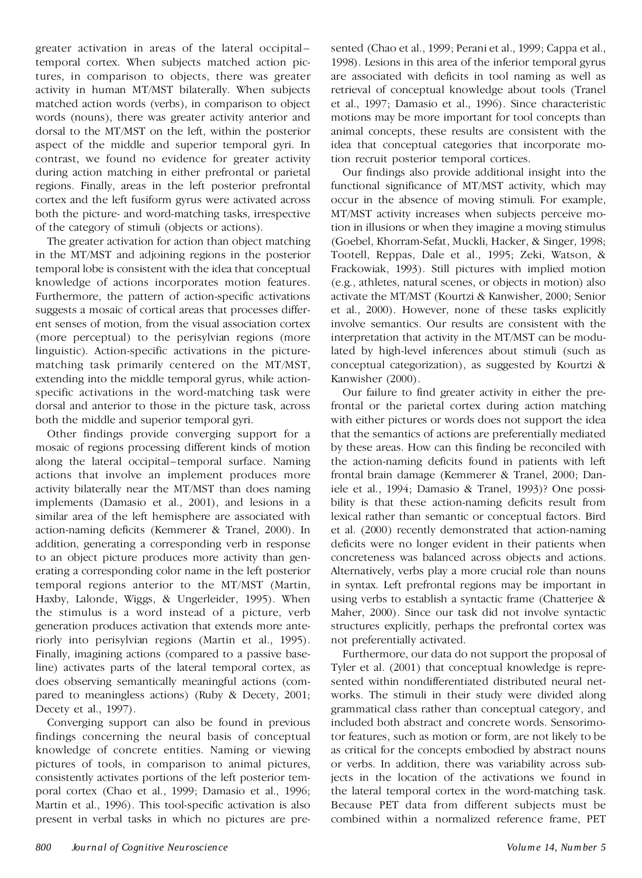greater activation in areas of the lateral occipital–temporal cortex. When subjects matched action pictures, in comparison to objects, there was greater activity in human MT/MST bilaterally. When subjects matched action words (verbs), in comparison to object words (nouns), there was greater activity anterior and dorsal to the MT/MST on the left, within the posterior aspect of the middle and superior temporal gyri. In contrast, we found no evidence for greater activity during action matching in either prefrontal or parietal regions. Finally, areas in the left posterior prefrontal cortex and the left fusiform gyrus were activated across both the picture- and word-matching tasks, irrespective of the category of stimuli (objects or actions).

The greater activation for action than object matching in the MT/MST and adjoining regions in the posterior temporal lobe is consistent with the idea that conceptual knowledge of actions incorporates motion features. Furthermore, the pattern of action-specific activations suggests a mosaic of cortical areas that processes different senses of motion, from the visual association cortex (more perceptual) to the perisylvian regions (more linguistic). Action-specific activations in the picture-matching task primarily centered on the MT/MST, extending into the middle temporal gyrus, while action-specific activations in the word-matching task were dorsal and anterior to those in the picture task, across both the middle and superior temporal gyri.

Other findings provide converging support for a mosaic of regions processing different kinds of motion along the lateral occipital–temporal surface. Naming actions that involve an implement produces more activity bilaterally near the MT/MST than does naming implements (Damasio et al., 2001), and lesions in a similar area of the left hemisphere are associated with action-naming deficits (Kemmerer & Tranel, 2000). In addition, generating a corresponding verb in response to an object picture produces more activity than generating a corresponding color name in the left posterior temporal regions anterior to the MT/MST (Martin, Haxby, Lalonde, Wiggs, & Ungerleider, 1995). When the stimulus is a word instead of a picture, verb generation produces activation that extends more anteriorly into perisylvian regions (Martin et al., 1995). Finally, imagining actions (compared to a passive baseline) activates parts of the lateral temporal cortex, as does observing semantically meaningful actions (compared to meaningless actions) (Ruby & Decety, 2001; Decety et al., 1997).

Converging support can also be found in previous findings concerning the neural basis of conceptual knowledge of concrete entities. Naming or viewing pictures of tools, in comparison to animal pictures, consistently activates portions of the left posterior temporal cortex (Chao et al., 1999; Damasio et al., 1996; Martin et al., 1996). This tool-specific activation is also present in verbal tasks in which no pictures are presented (Chao et al., 1999; Perani et al., 1999; Cappa et al., 1998). Lesions in this area of the inferior temporal gyrus are associated with deficits in tool naming as well as retrieval of conceptual knowledge about tools (Tranel et al., 1997; Damasio et al., 1996). Since characteristic motions may be more important for tool concepts than animal concepts, these results are consistent with the idea that conceptual categories that incorporate motion recruit posterior temporal cortices.

Our findings also provide additional insight into the functional significance of MT/MST activity, which may occur in the absence of moving stimuli. For example, MT/MST activity increases when subjects perceive motion in illusions or when they imagine a moving stimulus (Goebel, Khorram-Sefat, Muckli, Hacker, & Singer, 1998; Tootell, Reppas, Dale et al., 1995; Zeki, Watson, & Frackowiak, 1993). Still pictures with implied motion (e.g., athletes, natural scenes, or objects in motion) also activate the MT/MST (Kourtzi & Kanwisher, 2000; Senior et al., 2000). However, none of these tasks explicitly involve semantics. Our results are consistent with the interpretation that activity in the MT/MST can be modulated by high-level inferences about stimuli (such as conceptual categorization), as suggested by Kourtzi & Kanwisher (2000).

Our failure to find greater activity in either the prefrontal or the parietal cortex during action matching with either pictures or words does not support the idea that the semantics of actions are preferentially mediated by these areas. How can this finding be reconciled with the action-naming deficits found in patients with left frontal brain damage (Kemmerer & Tranel, 2000; Daniele et al., 1994; Damasio & Tranel, 1993)? One possibility is that these action-naming deficits result from lexical rather than semantic or conceptual factors. Bird et al. (2000) recently demonstrated that action-naming deficits were no longer evident in their patients when concreteness was balanced across objects and actions. Alternatively, verbs play a more crucial role than nouns in syntax. Left prefrontal regions may be important in using verbs to establish a syntactic frame (Chatterjee & Maher, 2000). Since our task did not involve syntactic structures explicitly, perhaps the prefrontal cortex was not preferentially activated.

Furthermore, our data do not support the proposal of Tyler et al. (2001) that conceptual knowledge is represented within nondifferentiated distributed neural networks. The stimuli in their study were divided along grammatical class rather than conceptual category, and included both abstract and concrete words. Sensorimotor features, such as motion or form, are not likely to be as critical for the concepts embodied by abstract nouns or verbs. In addition, there was variability across subjects in the location of the activations we found in the lateral temporal cortex in the word-matching task. Because PET data from different subjects must be combined within a normalized reference frame, PET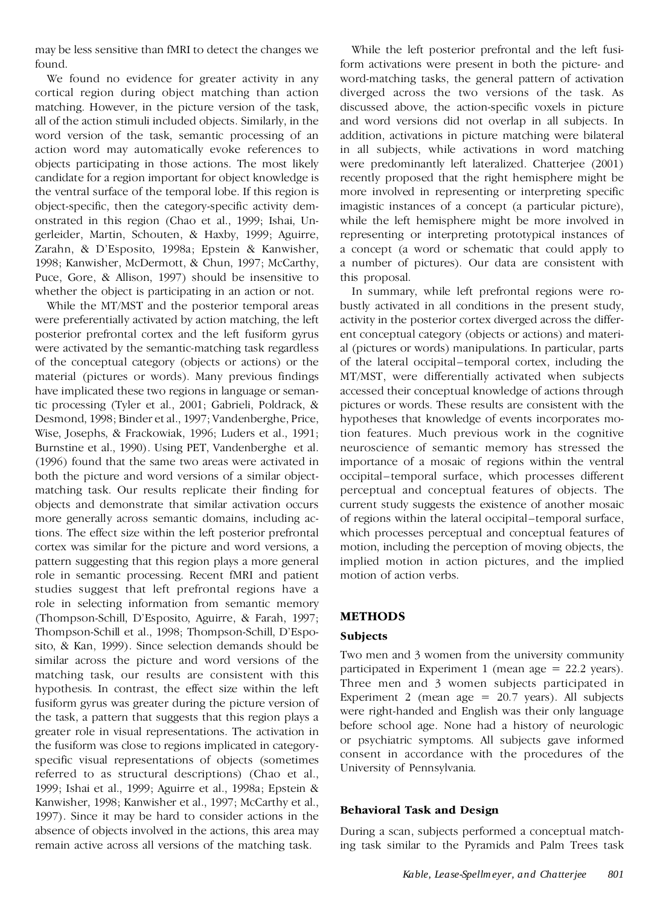may be less sensitive than fMRI to detect the changes we found.

We found no evidence for greater activity in any cortical region during object matching than action matching. However, in the picture version of the task, all of the action stimuli included objects. Similarly, in the word version of the task, semantic processing of an action word may automatically evoke references to objects participating in those actions. The most likely candidate for a region important for object knowledge is the ventral surface of the temporal lobe. If this region is object-specific, then the category-specific activity demonstrated in this region (Chao et al., 1999; Ishai, Ungerleider, Martin, Schouten, & Haxby, 1999; Aguirre, Zarahn, & D'Esposito, 1998a; Epstein & Kanwisher, 1998; Kanwisher, McDermott, & Chun, 1997; McCarthy, Puce, Gore, & Allison, 1997) should be insensitive to whether the object is participating in an action or not.

While the MT/MST and the posterior temporal areas were preferentially activated by action matching, the left posterior prefrontal cortex and the left fusiform gyrus were activated by the semantic-matching task regardless of the conceptual category (objects or actions) or the material (pictures or words). Many previous findings have implicated these two regions in language or semantic processing (Tyler et al., 2001; Gabrieli, Poldrack, & Desmond, 1998; Binder et al., 1997; Vandenberghe, Price, Wise, Josephs, & Frackowiak, 1996; Luders et al., 1991; Burnstine et al., 1990). Using PET, Vandenberghe et al. (1996) found that the same two areas were activated in both the picture and word versions of a similar object-matching task. Our results replicate their finding for objects and demonstrate that similar activation occurs more generally across semantic domains, including actions. The effect size within the left posterior prefrontal cortex was similar for the picture and word versions, a pattern suggesting that this region plays a more general role in semantic processing. Recent fMRI and patient studies suggest that left prefrontal regions have a role in selecting information from semantic memory (Thompson-Schill, D'Esposito, Aguirre, & Farah, 1997; Thompson-Schill et al., 1998; Thompson-Schill, D'Esposito, & Kan, 1999). Since selection demands should be similar across the picture and word versions of the matching task, our results are consistent with this hypothesis. In contrast, the effect size within the left fusiform gyrus was greater during the picture version of the task, a pattern that suggests that this region plays a greater role in visual representations. The activation in the fusiform was close to regions implicated in category-specific visual representations of objects (sometimes referred to as structural descriptions) (Chao et al., 1999; Ishai et al., 1999; Aguirre et al., 1998a; Epstein & Kanwisher, 1998; Kanwisher et al., 1997; McCarthy et al., 1997). Since it may be hard to consider actions in the absence of objects involved in the actions, this area may remain active across all versions of the matching task.

While the left posterior prefrontal and the left fusiform activations were present in both the picture- and word-matching tasks, the general pattern of activation diverged across the two versions of the task. As discussed above, the action-specific voxels in picture and word versions did not overlap in all subjects. In addition, activations in picture matching were bilateral in all subjects, while activations in word matching were predominantly left lateralized. Chatterjee (2001) recently proposed that the right hemisphere might be more involved in representing or interpreting specific imagistic instances of a concept (a particular picture), while the left hemisphere might be more involved in representing or interpreting prototypical instances of a concept (a word or schematic that could apply to a number of pictures). Our data are consistent with this proposal.

In summary, while left prefrontal regions were robustly activated in all conditions in the present study, activity in the posterior cortex diverged across the different conceptual category (objects or actions) and material (pictures or words) manipulations. In particular, parts of the lateral occipital–temporal cortex, including the MT/MST, were differentially activated when subjects accessed their conceptual knowledge of actions through pictures or words. These results are consistent with the hypotheses that knowledge of events incorporates motion features. Much previous work in the cognitive neuroscience of semantic memory has stressed the importance of a mosaic of regions within the ventral occipital–temporal surface, which processes different perceptual and conceptual features of objects. The current study suggests the existence of another mosaic of regions within the lateral occipital–temporal surface, which processes perceptual and conceptual features of motion, including the perception of moving objects, the implied motion in action pictures, and the implied motion of action verbs.

## METHODS

### Subjects

Two men and 3 women from the university community participated in Experiment 1 (mean age = 22.2 years). Three men and 3 women subjects participated in Experiment 2 (mean age = 20.7 years). All subjects were right-handed and English was their only language before school age. None had a history of neurologic or psychiatric symptoms. All subjects gave informed consent in accordance with the procedures of the University of Pennsylvania.

### Behavioral Task and Design

During a scan, subjects performed a conceptual matching task similar to the Pyramids and Palm Trees task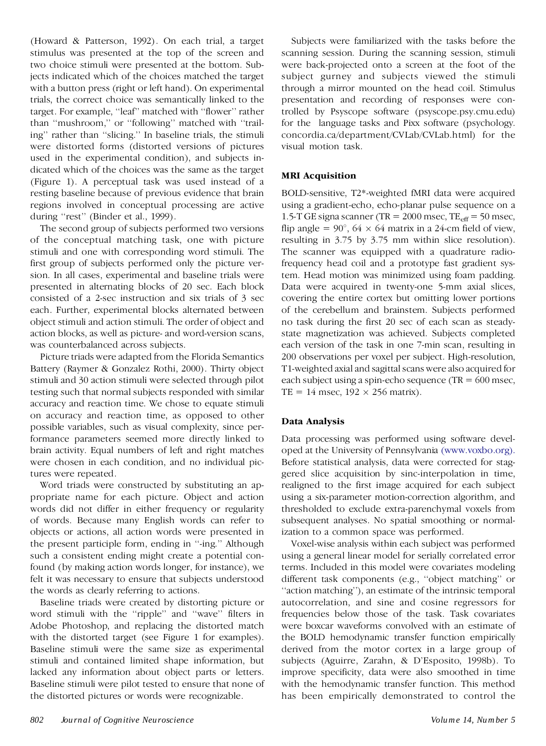(Howard & Patterson, 1992). On each trial, a target stimulus was presented at the top of the screen and two choice stimuli were presented at the bottom. Subjects indicated which of the choices matched the target with a button press (right or left hand). On experimental trials, the correct choice was semantically linked to the target. For example, ''leaf'' matched with ''flower'' rather than ''mushroom,'' or ''following'' matched with ''trailing'' rather than ''slicing.'' In baseline trials, the stimuli were distorted forms (distorted versions of pictures used in the experimental condition), and subjects indicated which of the choices was the same as the target (Figure 1). A perceptual task was used instead of a resting baseline because of previous evidence that brain regions involved in conceptual processing are active during ''rest'' (Binder et al., 1999).

The second group of subjects performed two versions of the conceptual matching task, one with picture stimuli and one with corresponding word stimuli. The first group of subjects performed only the picture version. In all cases, experimental and baseline trials were presented in alternating blocks of 20 sec. Each block consisted of a 2-sec instruction and six trials of 3 sec each. Further, experimental blocks alternated between object stimuli and action stimuli. The order of object and action blocks, as well as picture- and word-version scans, was counterbalanced across subjects.

Picture triads were adapted from the Florida Semantics Battery (Raymer & Gonzalez Rothi, 2000). Thirty object stimuli and 30 action stimuli were selected through pilot testing such that normal subjects responded with similar accuracy and reaction time. We chose to equate stimuli on accuracy and reaction time, as opposed to other possible variables, such as visual complexity, since performance parameters seemed more directly linked to brain activity. Equal numbers of left and right matches were chosen in each condition, and no individual pictures were repeated.

Word triads were constructed by substituting an appropriate name for each picture. Object and action words did not differ in either frequency or regularity of words. Because many English words can refer to objects or actions, all action words were presented in the present participle form, ending in ''-ing.'' Although such a consistent ending might create a potential confound (by making action words longer, for instance), we felt it was necessary to ensure that subjects understood the words as clearly referring to actions.

Baseline triads were created by distorting picture or word stimuli with the ''ripple'' and ''wave'' filters in Adobe Photoshop, and replacing the distorted match with the distorted target (see Figure 1 for examples). Baseline stimuli were the same size as experimental stimuli and contained limited shape information, but lacked any information about object parts or letters. Baseline stimuli were pilot tested to ensure that none of the distorted pictures or words were recognizable.

Subjects were familiarized with the tasks before the scanning session. During the scanning session, stimuli were back-projected onto a screen at the foot of the subject gurney and subjects viewed the stimuli through a mirror mounted on the head coil. Stimulus presentation and recording of responses were controlled by Psyscope software (psyscope.psy.cmu.edu) for the language tasks and Pixx software (psychology.concordia.ca/department/CVLab/CVLab.html) for the visual motion task.

### MRI Acquisition

BOLD-sensitive, T2*-weighted fMRI data were acquired using a gradient-echo, echo-planar pulse sequence on a 1.5-T GE signa scanner (TR = 2000 msec, $TE_{eff}$ = 50 msec, flip angle = 90°, 64 × 64 matrix in a 24-cm field of view, resulting in 3.75 by 3.75 mm within slice resolution). The scanner was equipped with a quadrature radiofrequency head coil and a prototype fast gradient system. Head motion was minimized using foam padding. Data were acquired in twenty-one 5-mm axial slices, covering the entire cortex but omitting lower portions of the cerebellum and brainstem. Subjects performed no task during the first 20 sec of each scan as steady-state magnetization was achieved. Subjects completed each version of the task in one 7-min scan, resulting in 200 observations per voxel per subject. High-resolution, T1-weighted axial and sagittal scans were also acquired for each subject using a spin-echo sequence (TR = 600 msec, TE = 14 msec, 192 × 256 matrix).

### Data Analysis

Data processing was performed using software developed at the University of Pennsylvania (www.voxbo.org). Before statistical analysis, data were corrected for staggered slice acquisition by sinc-interpolation in time, realigned to the first image acquired for each subject using a six-parameter motion-correction algorithm, and thresholded to exclude extra-parenchymal voxels from subsequent analyses. No spatial smoothing or normalization to a common space was performed.

Voxel-wise analysis within each subject was performed using a general linear model for serially correlated error terms. Included in this model were covariates modeling different task components (e.g., ''object matching'' or ''action matching''), an estimate of the intrinsic temporal autocorrelation, and sine and cosine regressors for frequencies below those of the task. Task covariates were boxcar waveforms convolved with an estimate of the BOLD hemodynamic transfer function empirically derived from the motor cortex in a large group of subjects (Aguirre, Zarahn, & D'Esposito, 1998b). To improve specificity, data were also smoothed in time with the hemodynamic transfer function. This method has been empirically demonstrated to control the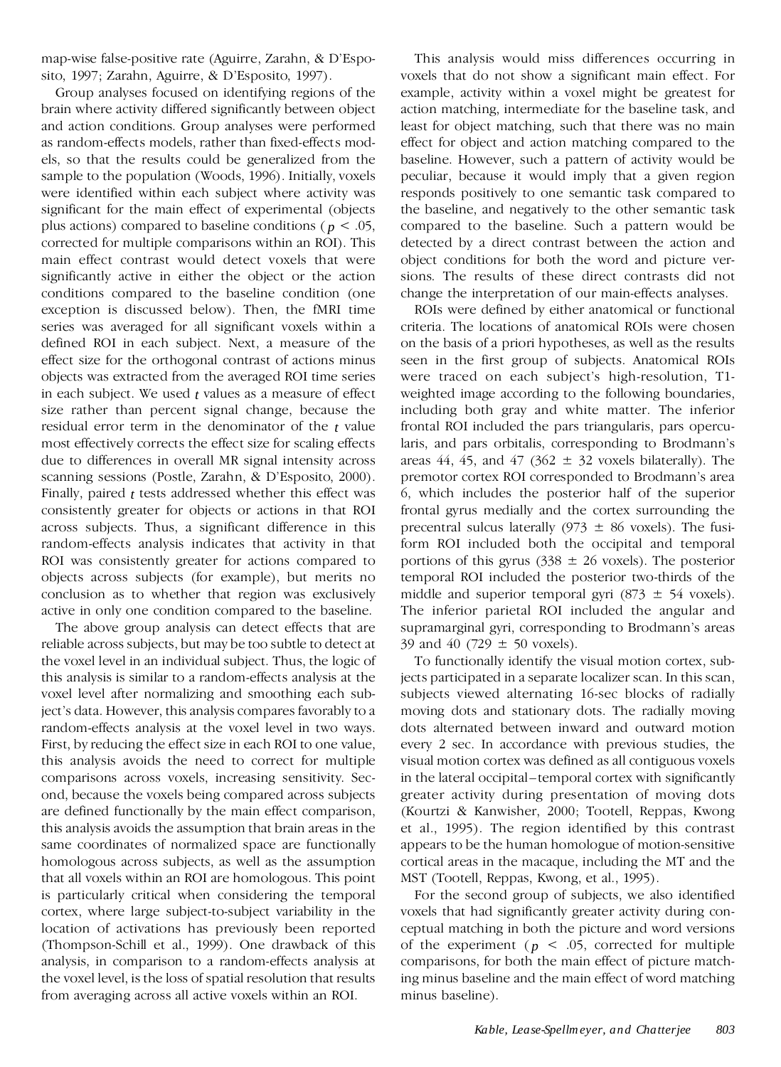map-wise false-positive rate (Aguirre, Zarahn, & D'Esposito, 1997; Zarahn, Aguirre, & D'Esposito, 1997).

Group analyses focused on identifying regions of the brain where activity differed significantly between object and action conditions. Group analyses were performed as random-effects models, rather than fixed-effects models, so that the results could be generalized from the sample to the population (Woods, 1996). Initially, voxels were identified within each subject where activity was significant for the main effect of experimental (objects plus actions) compared to baseline conditions ($p < .05$, corrected for multiple comparisons within an ROI). This main effect contrast would detect voxels that were significantly active in either the object or the action conditions compared to the baseline condition (one exception is discussed below). Then, the fMRI time series was averaged for all significant voxels within a defined ROI in each subject. Next, a measure of the effect size for the orthogonal contrast of actions minus objects was extracted from the averaged ROI time series in each subject. We used $t$ values as a measure of effect size rather than percent signal change, because the residual error term in the denominator of the $t$ value most effectively corrects the effect size for scaling effects due to differences in overall MR signal intensity across scanning sessions (Postle, Zarahn, & D'Esposito, 2000). Finally, paired $t$ tests addressed whether this effect was consistently greater for objects or actions in that ROI across subjects. Thus, a significant difference in this random-effects analysis indicates that activity in that ROI was consistently greater for actions compared to objects across subjects (for example), but merits no conclusion as to whether that region was exclusively active in only one condition compared to the baseline.

The above group analysis can detect effects that are reliable across subjects, but may be too subtle to detect at the voxel level in an individual subject. Thus, the logic of this analysis is similar to a random-effects analysis at the voxel level after normalizing and smoothing each subject's data. However, this analysis compares favorably to a random-effects analysis at the voxel level in two ways. First, by reducing the effect size in each ROI to one value, this analysis avoids the need to correct for multiple comparisons across voxels, increasing sensitivity. Second, because the voxels being compared across subjects are defined functionally by the main effect comparison, this analysis avoids the assumption that brain areas in the same coordinates of normalized space are functionally homologous across subjects, as well as the assumption that all voxels within an ROI are homologous. This point is particularly critical when considering the temporal cortex, where large subject-to-subject variability in the location of activations has previously been reported (Thompson-Schill et al., 1999). One drawback of this analysis, in comparison to a random-effects analysis at the voxel level, is the loss of spatial resolution that results from averaging across all active voxels within an ROI.

This analysis would miss differences occurring in voxels that do not show a significant main effect. For example, activity within a voxel might be greatest for action matching, intermediate for the baseline task, and least for object matching, such that there was no main effect for object and action matching compared to the baseline. However, such a pattern of activity would be peculiar, because it would imply that a given region responds positively to one semantic task compared to the baseline, and negatively to the other semantic task compared to the baseline. Such a pattern would be detected by a direct contrast between the action and object conditions for both the word and picture versions. The results of these direct contrasts did not change the interpretation of our main-effects analyses.

ROIs were defined by either anatomical or functional criteria. The locations of anatomical ROIs were chosen on the basis of a priori hypotheses, as well as the results seen in the first group of subjects. Anatomical ROIs were traced on each subject's high-resolution, T1-weighted image according to the following boundaries, including both gray and white matter. The inferior frontal ROI included the pars triangularis, pars opercularis, and pars orbitalis, corresponding to Brodmann's areas 44, 45, and 47 ($362 \pm 32$ voxels bilaterally). The premotor cortex ROI corresponded to Brodmann's area 6, which includes the posterior half of the superior frontal gyrus medially and the cortex surrounding the precentral sulcus laterally ($973 \pm 86$ voxels). The fusiform ROI included both the occipital and temporal portions of this gyrus ($338 \pm 26$ voxels). The posterior temporal ROI included the posterior two-thirds of the middle and superior temporal gyri ($873 \pm 54$ voxels). The inferior parietal ROI included the angular and supramarginal gyri, corresponding to Brodmann's areas 39 and 40 ($729 \pm 50$ voxels).

To functionally identify the visual motion cortex, subjects participated in a separate localizer scan. In this scan, subjects viewed alternating 16-sec blocks of radially moving dots and stationary dots. The radially moving dots alternated between inward and outward motion every 2 sec. In accordance with previous studies, the visual motion cortex was defined as all contiguous voxels in the lateral occipital–temporal cortex with significantly greater activity during presentation of moving dots (Kourtzi & Kanwisher, 2000; Tootell, Reppas, Kwong et al., 1995). The region identified by this contrast appears to be the human homologue of motion-sensitive cortical areas in the macaque, including the MT and the MST (Tootell, Reppas, Kwong, et al., 1995).

For the second group of subjects, we also identified voxels that had significantly greater activity during conceptual matching in both the picture and word versions of the experiment ($p < .05$, corrected for multiple comparisons, for both the main effect of picture matching minus baseline and the main effect of word matching minus baseline).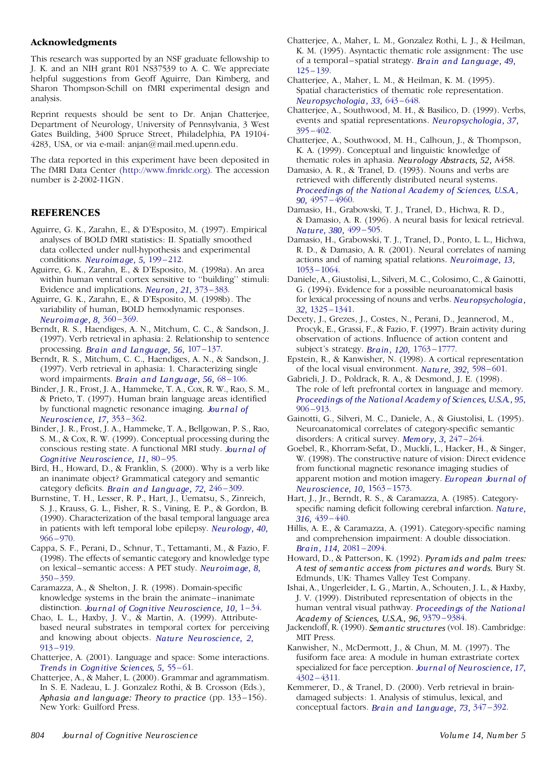### Acknowledgments

This research was supported by an NSF graduate fellowship to J. K. and an NIH grant R01 NS37539 to A. C. We appreciate helpful suggestions from Geoff Aguirre, Dan Kimberg, and Sharon Thompson-Schill on fMRI experimental design and analysis.

Reprint requests should be sent to Dr. Anjan Chatterjee, Department of Neurology, University of Pennsylvania, 3 West Gates Building, 3400 Spruce Street, Philadelphia, PA 19104-4283, USA, or via e-mail: anjan@mail.med.upenn.edu.

The data reported in this experiment have been deposited in The fMRI Data Center (http://www.fmridc.org). The accession number is 2-2002-11GN.

## REFERENCES

Aguirre, G. K., Zarahn, E., & D'Esposito, M. (1997). Empirical analyses of BOLD fMRI statistics: II. Spatially smoothed data collected under null-hypothesis and experimental conditions. *Neuroimage, 5,* 199–212.

Aguirre, G. K., Zarahn, E., & D'Esposito, M. (1998a). An area within human ventral cortex sensitive to ''building'' stimuli: Evidence and implications. *Neuron, 21,* 373–383.

Aguirre, G. K., Zarahn, E., & D'Esposito, M. (1998b). The variability of human, BOLD hemodynamic responses. *Neuroimage, 8,* 360–369.

Berndt, R. S., Haendiges, A. N., Mitchum, C. C., & Sandson, J. (1997). Verb retrieval in aphasia: 2. Relationship to sentence processing. *Brain and Language, 56,* 107–137.

Berndt, R. S., Mitchum, C. C., Haendiges, A. N., & Sandson, J. (1997). Verb retrieval in aphasia: 1. Characterizing single word impairments. *Brain and Language, 56,* 68–106.

Binder, J. R., Frost, J. A., Hammeke, T. A., Cox, R. W., Rao, S. M., & Prieto, T. (1997). Human brain language areas identified by functional magnetic resonance imaging. *Journal of Neuroscience, 17,* 353–362.

Binder, J. R., Frost, J. A., Hammeke, T. A., Bellgowan, P. S., Rao, S. M., & Cox, R. W. (1999). Conceptual processing during the conscious resting state. A functional MRI study. *Journal of Cognitive Neuroscience, 11,* 80–95.

Bird, H., Howard, D., & Franklin, S. (2000). Why is a verb like an inanimate object? Grammatical category and semantic category deficits. *Brain and Language, 72,* 246–309.

Burnstine, T. H., Lesser, R. P., Hart, J., Uematsu, S., Zinreich, S. J., Krauss, G. L., Fisher, R. S., Vining, E. P., & Gordon, B. (1990). Characterization of the basal temporal language area in patients with left temporal lobe epilepsy. *Neurology, 40,* 966–970.

Cappa, S. F., Perani, D., Schnur, T., Tettamanti, M., & Fazio, F. (1998). The effects of semantic category and knowledge type on lexical–semantic access: A PET study. *Neuroimage, 8,* 350–359.

Caramazza, A., & Shelton, J. R. (1998). Domain-specific knowledge systems in the brain the animate–inanimate distinction. *Journal of Cognitive Neuroscience, 10,* 1–34.

Chao, L. L., Haxby, J. V., & Martin, A. (1999). Attribute-based neural substrates in temporal cortex for perceiving and knowing about objects. *Nature Neuroscience, 2,* 913–919.

Chatterjee, A. (2001). Language and space: Some interactions. *Trends in Cognitive Sciences, 5,* 55–61.

Chatterjee, A., & Maher, L. (2000). Grammar and agrammatism. In S. E. Nadeau, L. J. Gonzalez Rothi, & B. Crosson (Eds.), *Aphasia and language: Theory to practice* (pp. 133–156). New York: Guilford Press.

Chatterjee, A., Maher, L. M., Gonzalez Rothi, L. J., & Heilman, K. M. (1995). Asyntactic thematic role assignment: The use of a temporal–spatial strategy. *Brain and Language, 49,* 125–139.

Chatterjee, A., Maher, L. M., & Heilman, K. M. (1995). Spatial characteristics of thematic role representation. *Neuropsychologia, 33,* 643–648.

Chatterjee, A., Southwood, M. H., & Basilico, D. (1999). Verbs, events and spatial representations. *Neuropsychologia, 37,* 395–402.

Chatterjee, A., Southwood, M. H., Calhoun, J., & Thompson, K. A. (1999). Conceptual and linguistic knowledge of thematic roles in aphasia. *Neurology Abstracts, 52,* A458.

Damasio, A. R., & Tranel, D. (1993). Nouns and verbs are retrieved with differently distributed neural systems. *Proceedings of the National Academy of Sciences, U.S.A., 90,* 4957–4960.

Damasio, H., Grabowski, T. J., Tranel, D., Hichwa, R. D., & Damasio, A. R. (1996). A neural basis for lexical retrieval. *Nature, 380,* 499–505.

Damasio, H., Grabowski, T. J., Tranel, D., Ponto, L. L., Hichwa, R. D., & Damasio, A. R. (2001). Neural correlates of naming actions and of naming spatial relations. *Neuroimage, 13,* 1053–1064.

Daniele, A., Giustolisi, L., Silveri, M. C., Colosimo, C., & Gainotti, G. (1994). Evidence for a possible neuroanatomical basis for lexical processing of nouns and verbs. *Neuropsychologia, 32,* 1325–1341.

Decety, J., Grezes, J., Costes, N., Perani, D., Jeannerod, M., Procyk, E., Grassi, F., & Fazio, F. (1997). Brain activity during observation of actions. Influence of action content and subject's strategy. *Brain, 120,* 1763–1777.

Epstein, R., & Kanwisher, N. (1998). A cortical representation of the local visual environment. *Nature, 392,* 598–601.

Gabrieli, J. D., Poldrack, R. A., & Desmond, J. E. (1998). The role of left prefrontal cortex in language and memory. *Proceedings of the National Academy of Sciences, U.S.A., 95,* 906–913.

Gainotti, G., Silveri, M. C., Daniele, A., & Giustolisi, L. (1995). Neuroanatomical correlates of category-specific semantic disorders: A critical survey. *Memory, 3,* 247–264.

Goebel, R., Khorram-Sefat, D., Muckli, L., Hacker, H., & Singer, W. (1998). The constructive nature of vision: Direct evidence from functional magnetic resonance imaging studies of apparent motion and motion imagery. *European Journal of Neuroscience, 10,* 1563–1573.

Hart, J., Jr., Berndt, R. S., & Caramazza, A. (1985). Category-specific naming deficit following cerebral infarction. *Nature, 316,* 439–440.

Hillis, A. E., & Caramazza, A. (1991). Category-specific naming and comprehension impairment: A double dissociation. *Brain, 114,* 2081–2094.

Howard, D., & Patterson, K. (1992). *Pyramids and palm trees: A test of semantic access from pictures and words.* Bury St. Edmunds, UK: Thames Valley Test Company.

Ishai, A., Ungerleider, L. G., Martin, A., Schouten, J. L., & Haxby, J. V. (1999). Distributed representation of objects in the human ventral visual pathway. *Proceedings of the National Academy of Sciences, U.S.A., 96,* 9379–9384.

Jackendoff, R. (1990). *Semantic structures* (vol. 18). Cambridge: MIT Press.

Kanwisher, N., McDermott, J., & Chun, M. M. (1997). The fusiform face area: A module in human extrastriate cortex specialized for face perception. *Journal of Neuroscience, 17,* 4302–4311.

Kemmerer, D., & Tranel, D. (2000). Verb retrieval in brain-damaged subjects: 1. Analysis of stimulus, lexical, and conceptual factors. *Brain and Language, 73,* 347–392.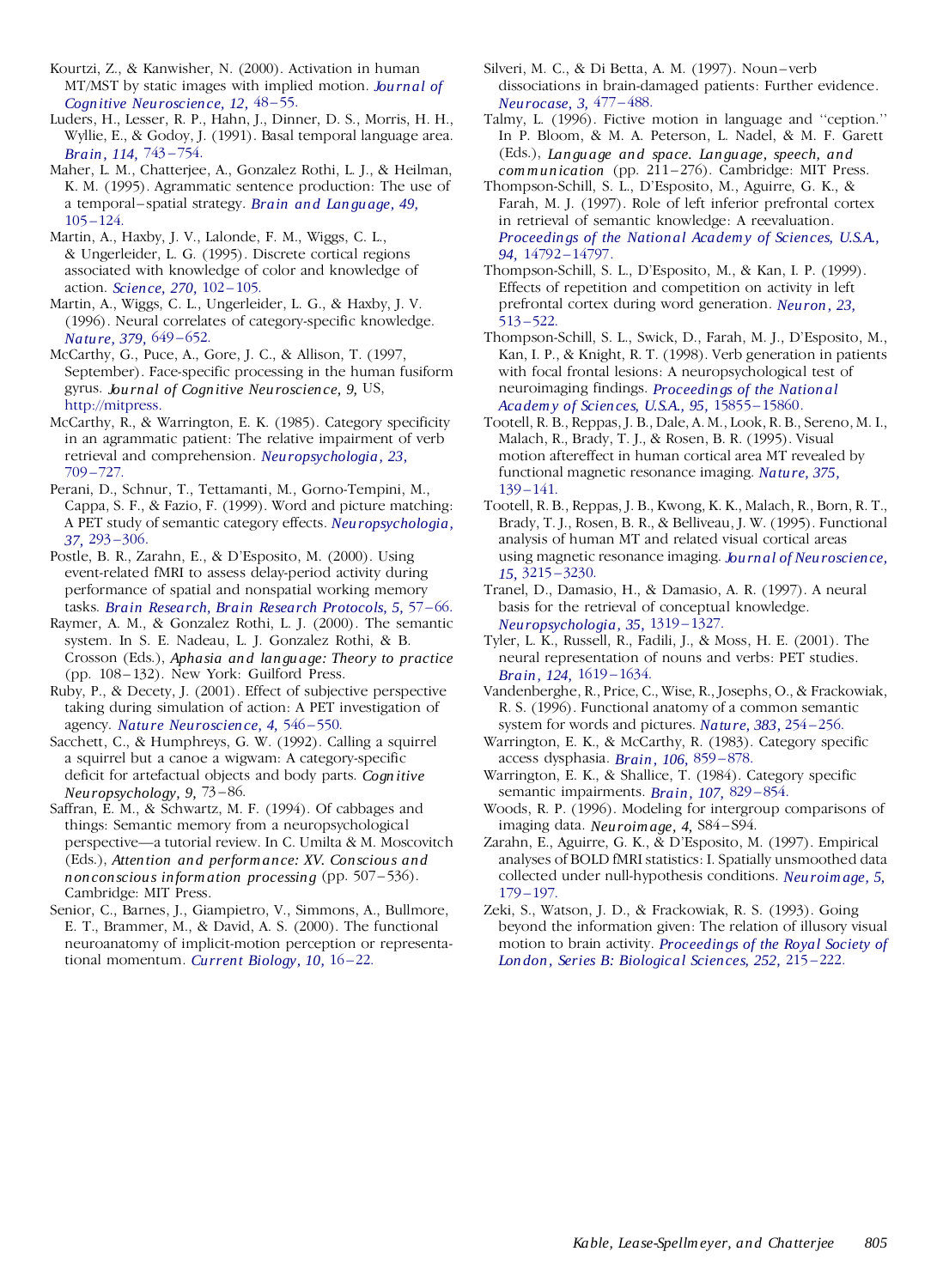Kourtzi, Z., & Kanwisher, N. (2000). Activation in human MT/MST by static images with implied motion. *Journal of Cognitive Neuroscience, 12,* 48–55.

Luders, H., Lesser, R. P., Hahn, J., Dinner, D. S., Morris, H. H., Wyllie, E., & Godoy, J. (1991). Basal temporal language area. *Brain, 114,* 743–754.

Maher, L. M., Chatterjee, A., Gonzalez Rothi, L. J., & Heilman, K. M. (1995). Agrammatic sentence production: The use of a temporal–spatial strategy. *Brain and Language, 49,* 105–124.

Martin, A., Haxby, J. V., Lalonde, F. M., Wiggs, C. L., & Ungerleider, L. G. (1995). Discrete cortical regions associated with knowledge of color and knowledge of action. *Science, 270,* 102–105.

Martin, A., Wiggs, C. L., Ungerleider, L. G., & Haxby, J. V. (1996). Neural correlates of category-specific knowledge. *Nature, 379,* 649–652.

McCarthy, G., Puce, A., Gore, J. C., & Allison, T. (1997, September). Face-specific processing in the human fusiform gyrus. *Journal of Cognitive Neuroscience, 9,* US, http://mitpress.

McCarthy, R., & Warrington, E. K. (1985). Category specificity in an agrammatic patient: The relative impairment of verb retrieval and comprehension. *Neuropsychologia, 23,* 709–727.

Perani, D., Schnur, T., Tettamanti, M., Gorno-Tempini, M., Cappa, S. F., & Fazio, F. (1999). Word and picture matching: A PET study of semantic category effects. *Neuropsychologia, 37,* 293–306.

Postle, B. R., Zarahn, E., & D'Esposito, M. (2000). Using event-related fMRI to assess delay-period activity during performance of spatial and nonspatial working memory tasks. *Brain Research, Brain Research Protocols, 5,* 57–66.

Raymer, A. M., & Gonzalez Rothi, L. J. (2000). The semantic system. In S. E. Nadeau, L. J. Gonzalez Rothi, & B. Crosson (Eds.), *Aphasia and language: Theory to practice* (pp. 108–132). New York: Guilford Press.

Ruby, P., & Decety, J. (2001). Effect of subjective perspective taking during simulation of action: A PET investigation of agency. *Nature Neuroscience, 4,* 546–550.

Sacchett, C., & Humphreys, G. W. (1992). Calling a squirrel a squirrel but a canoe a wigwam: A category-specific deficit for artefactual objects and body parts. *Cognitive Neuropsychology, 9,* 73–86.

Saffran, E. M., & Schwartz, M. F. (1994). Of cabbages and things: Semantic memory from a neuropsychological perspective—a tutorial review. In C. Umilta & M. Moscovitch (Eds.), *Attention and performance: XV. Conscious and nonconscious information processing* (pp. 507–536). Cambridge: MIT Press.

Senior, C., Barnes, J., Giampietro, V., Simmons, A., Bullmore, E. T., Brammer, M., & David, A. S. (2000). The functional neuroanatomy of implicit-motion perception or representational momentum. *Current Biology, 10,* 16–22.

Silveri, M. C., & Di Betta, A. M. (1997). Noun–verb dissociations in brain-damaged patients: Further evidence. *Neurocase, 3,* 477–488.

Talmy, L. (1996). Fictive motion in language and ''ception.'' In P. Bloom, & M. A. Peterson, L. Nadel, & M. F. Garett (Eds.), *Language and space. Language, speech, and communication* (pp. 211–276). Cambridge: MIT Press.

Thompson-Schill, S. L., D'Esposito, M., Aguirre, G. K., & Farah, M. J. (1997). Role of left inferior prefrontal cortex in retrieval of semantic knowledge: A reevaluation. *Proceedings of the National Academy of Sciences, U.S.A., 94,* 14792–14797.

Thompson-Schill, S. L., D'Esposito, M., & Kan, I. P. (1999). Effects of repetition and competition on activity in left prefrontal cortex during word generation. *Neuron, 23,* 513–522.

Thompson-Schill, S. L., Swick, D., Farah, M. J., D'Esposito, M., Kan, I. P., & Knight, R. T. (1998). Verb generation in patients with focal frontal lesions: A neuropsychological test of neuroimaging findings. *Proceedings of the National Academy of Sciences, U.S.A., 95,* 15855–15860.

Tootell, R. B., Reppas, J. B., Dale, A. M., Look, R. B., Sereno, M. I., Malach, R., Brady, T. J., & Rosen, B. R. (1995). Visual motion aftereffect in human cortical area MT revealed by functional magnetic resonance imaging. *Nature, 375,* 139–141.

Tootell, R. B., Reppas, J. B., Kwong, K. K., Malach, R., Born, R. T., Brady, T. J., Rosen, B. R., & Belliveau, J. W. (1995). Functional analysis of human MT and related visual cortical areas using magnetic resonance imaging. *Journal of Neuroscience, 15,* 3215–3230.

Tranel, D., Damasio, H., & Damasio, A. R. (1997). A neural basis for the retrieval of conceptual knowledge. *Neuropsychologia, 35,* 1319–1327.

Tyler, L. K., Russell, R., Fadili, J., & Moss, H. E. (2001). The neural representation of nouns and verbs: PET studies. *Brain, 124,* 1619–1634.

Vandenberghe, R., Price, C., Wise, R., Josephs, O., & Frackowiak, R. S. (1996). Functional anatomy of a common semantic system for words and pictures. *Nature, 383,* 254–256.

Warrington, E. K., & McCarthy, R. (1983). Category specific access dysphasia. *Brain, 106,* 859–878.

Warrington, E. K., & Shallice, T. (1984). Category specific semantic impairments. *Brain, 107,* 829–854.

Woods, R. P. (1996). Modeling for intergroup comparisons of imaging data. *Neuroimage, 4,* S84–S94.

Zarahn, E., Aguirre, G. K., & D'Esposito, M. (1997). Empirical analyses of BOLD fMRI statistics: I. Spatially unsmoothed data collected under null-hypothesis conditions. *Neuroimage, 5,* 179–197.

Zeki, S., Watson, J. D., & Frackowiak, R. S. (1993). Going beyond the information given: The relation of illusory visual motion to brain activity. *Proceedings of the Royal Society of London, Series B: Biological Sciences, 252,* 215–222.